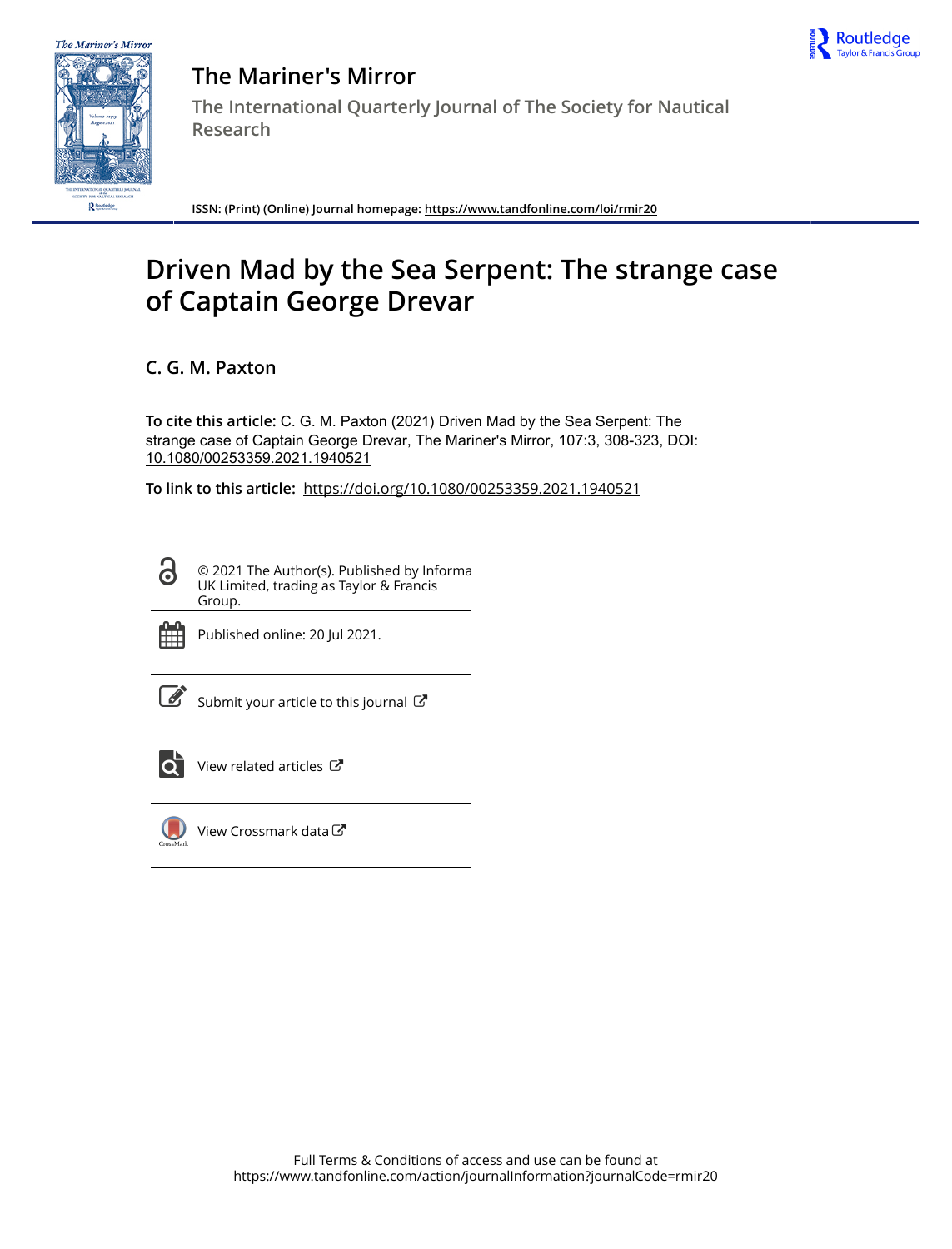# The Mariner's Mirror

The International Quarterly Journal of The Society for Nautical Research

ISSN: (Print) (Online) Journal homepage: https://www.tandfonline.com/loi/rmir20

# Driven Mad by the Sea Serpent: The strange case of Captain George Drevar

**C. G. M. Paxton**

**To cite this article:** C. G. M. Paxton (2021) Driven Mad by the Sea Serpent: The strange case of Captain George Drevar, The Mariner's Mirror, 107:3, 308-323, DOI: 10.1080/00253359.2021.1940521

**To link to this article:** https://doi.org/10.1080/00253359.2021.1940521

© 2021 The Author(s). Published by Informa UK Limited, trading as Taylor & Francis Group.

Published online: 20 Jul 2021.

Submit your article to this journal

View related articles

View Crossmark data

Full Terms & Conditions of access and use can be found at https://www.tandfonline.com/action/journalInformation?journalCode=rmir20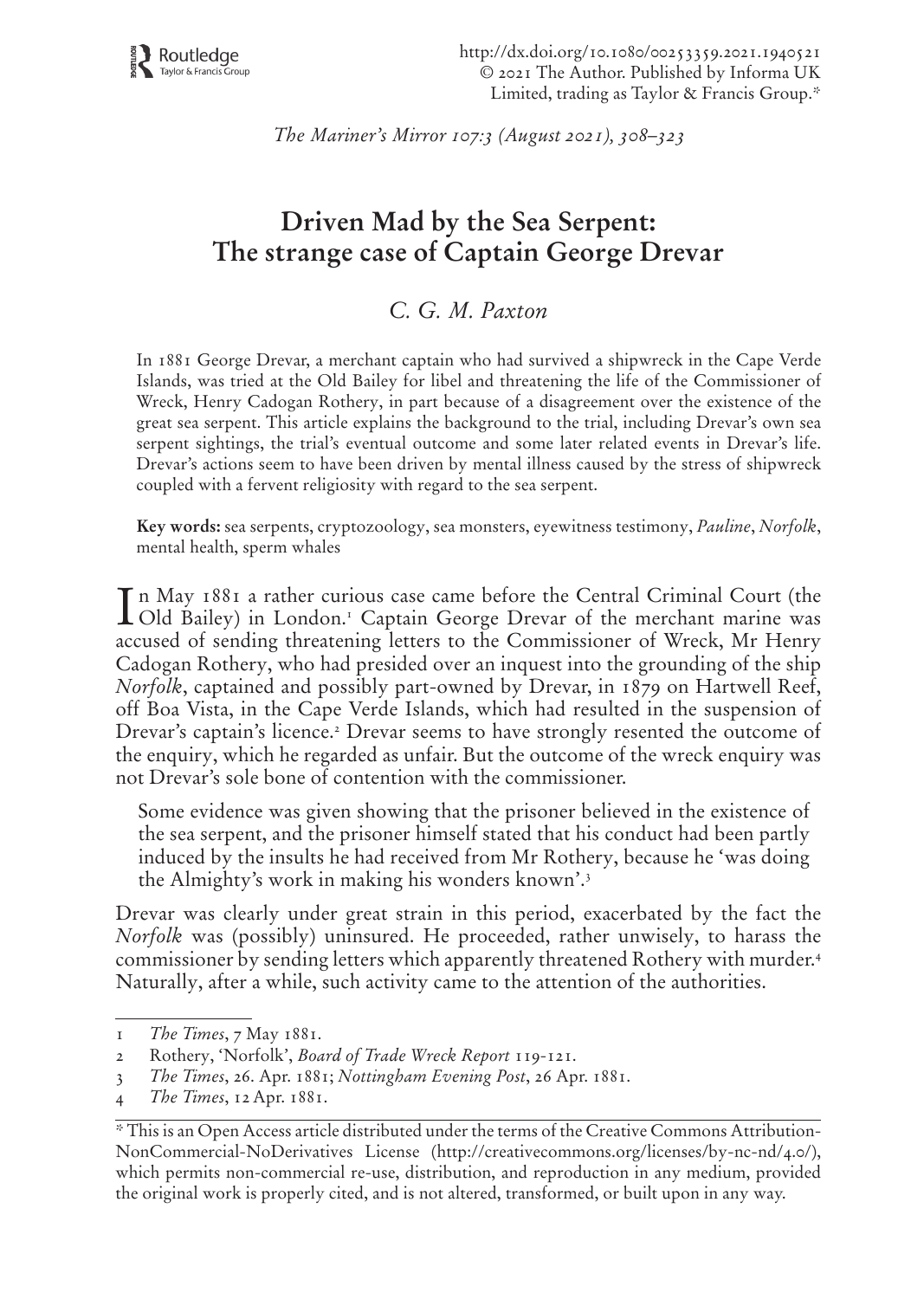# Driven Mad by the Sea Serpent: The strange case of Captain George Drevar

*C. G. M. Paxton*

In 1881 George Drevar, a merchant captain who had survived a shipwreck in the Cape Verde Islands, was tried at the Old Bailey for libel and threatening the life of the Commissioner of Wreck, Henry Cadogan Rothery, in part because of a disagreement over the existence of the great sea serpent. This article explains the background to the trial, including Drevar's own sea serpent sightings, the trial's eventual outcome and some later related events in Drevar's life. Drevar's actions seem to have been driven by mental illness caused by the stress of shipwreck coupled with a fervent religiosity with regard to the sea serpent.

**Key words:** sea serpents, cryptozoology, sea monsters, eyewitness testimony, *Pauline*, *Norfolk*, mental health, sperm whales

In May 1881 a rather curious case came before the Central Criminal Court (the Old Bailey) in London.[1] Captain George Drevar of the merchant marine was accused of sending threatening letters to the Commissioner of Wreck, Mr Henry Cadogan Rothery, who had presided over an inquest into the grounding of the ship *Norfolk*, captained and possibly part-owned by Drevar, in 1879 on Hartwell Reef, off Boa Vista, in the Cape Verde Islands, which had resulted in the suspension of Drevar's captain's licence.[2] Drevar seems to have strongly resented the outcome of the enquiry, which he regarded as unfair. But the outcome of the wreck enquiry was not Drevar's sole bone of contention with the commissioner.

> Some evidence was given showing that the prisoner believed in the existence of the sea serpent, and the prisoner himself stated that his conduct had been partly induced by the insults he had received from Mr Rothery, because he 'was doing the Almighty's work in making his wonders known'.[3]

Drevar was clearly under great strain in this period, exacerbated by the fact the *Norfolk* was (possibly) uninsured. He proceeded, rather unwisely, to harass the commissioner by sending letters which apparently threatened Rothery with murder.[4] Naturally, after a while, such activity came to the attention of the authorities.

---

1 *The Times*, 7 May 1881.

2 Rothery, 'Norfolk', *Board of Trade Wreck Report* 119-121.

3 *The Times*, 26. Apr. 1881; *Nottingham Evening Post*, 26 Apr. 1881.

4 *The Times*, 12 Apr. 1881.

\* This is an Open Access article distributed under the terms of the Creative Commons Attribution-NonCommercial-NoDerivatives License (http://creativecommons.org/licenses/by-nc-nd/4.0/), which permits non-commercial re-use, distribution, and reproduction in any medium, provided the original work is properly cited, and is not altered, transformed, or built upon in any way.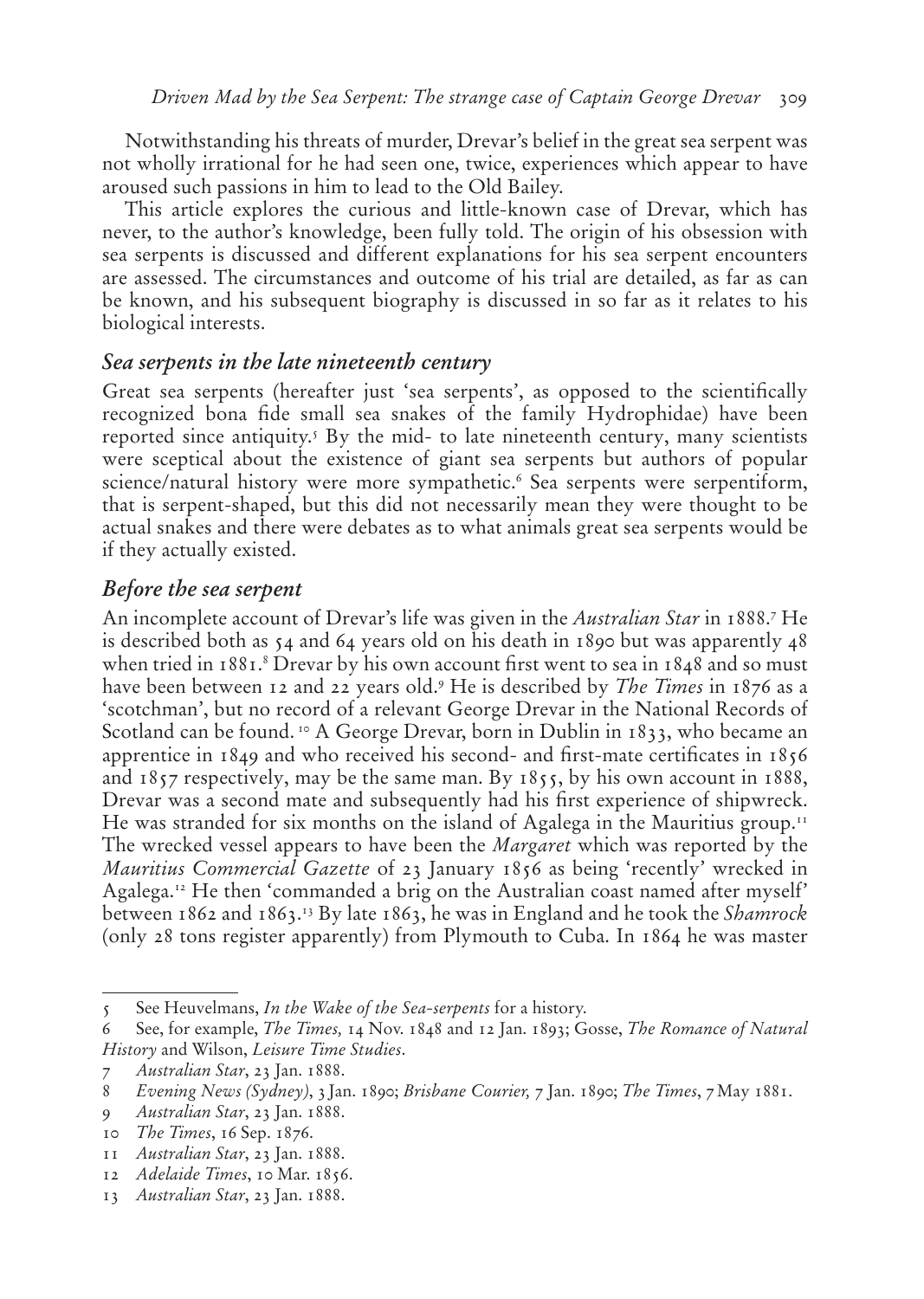Notwithstanding his threats of murder, Drevar's belief in the great sea serpent was not wholly irrational for he had seen one, twice, experiences which appear to have aroused such passions in him to lead to the Old Bailey.

This article explores the curious and little-known case of Drevar, which has never, to the author's knowledge, been fully told. The origin of his obsession with sea serpents is discussed and different explanations for his sea serpent encounters are assessed. The circumstances and outcome of his trial are detailed, as far as can be known, and his subsequent biography is discussed in so far as it relates to his biological interests.

## *Sea serpents in the late nineteenth century*

Great sea serpents (hereafter just 'sea serpents', as opposed to the scientifically recognized bona fide small sea snakes of the family Hydrophidae) have been reported since antiquity.[5] By the mid- to late nineteenth century, many scientists were sceptical about the existence of giant sea serpents but authors of popular science/natural history were more sympathetic.[6] Sea serpents were serpentiform, that is serpent-shaped, but this did not necessarily mean they were thought to be actual snakes and there were debates as to what animals great sea serpents would be if they actually existed.

## *Before the sea serpent*

An incomplete account of Drevar's life was given in the *Australian Star* in 1888.[7] He is described both as 54 and 64 years old on his death in 1890 but was apparently 48 when tried in 1881.[8] Drevar by his own account first went to sea in 1848 and so must have been between 12 and 22 years old.[9] He is described by *The Times* in 1876 as a 'scotchman', but no record of a relevant George Drevar in the National Records of Scotland can be found.[10] A George Drevar, born in Dublin in 1833, who became an apprentice in 1849 and who received his second- and first-mate certificates in 1856 and 1857 respectively, may be the same man. By 1855, by his own account in 1888, Drevar was a second mate and subsequently had his first experience of shipwreck. He was stranded for six months on the island of Agalega in the Mauritius group.[11] The wrecked vessel appears to have been the *Margaret* which was reported by the *Mauritius Commercial Gazette* of 23 January 1856 as being 'recently' wrecked in Agalega.[12] He then 'commanded a brig on the Australian coast named after myself' between 1862 and 1863.[13] By late 1863, he was in England and he took the *Shamrock* (only 28 tons register apparently) from Plymouth to Cuba. In 1864 he was master

---

5 See Heuvelmans, *In the Wake of the Sea-serpents* for a history.

6 See, for example, *The Times,* 14 Nov. 1848 and 12 Jan. 1893; Gosse, *The Romance of Natural History* and Wilson, *Leisure Time Studies*.

7 *Australian Star*, 23 Jan. 1888.

8 *Evening News (Sydney)*, 3 Jan. 1890; *Brisbane Courier,* 7 Jan. 1890; *The Times*, 7 May 1881.

9 *Australian Star*, 23 Jan. 1888.

10 *The Times*, 16 Sep. 1876.

11 *Australian Star*, 23 Jan. 1888.

12 *Adelaide Times*, 10 Mar. 1856.

13 *Australian Star*, 23 Jan. 1888.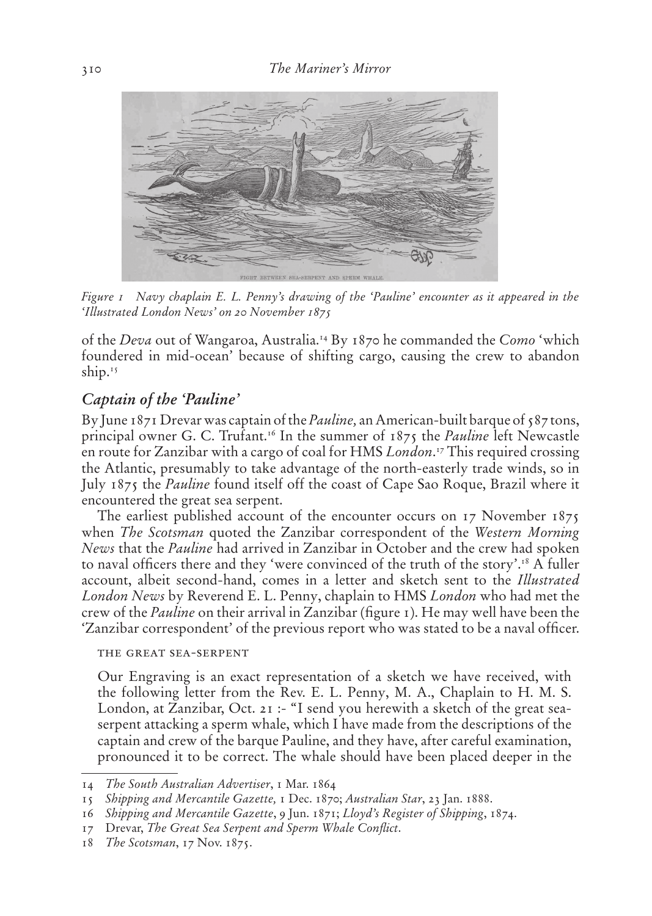*Figure 1 Navy chaplain E. L. Penny's drawing of the 'Pauline' encounter as it appeared in the 'Illustrated London News' on 20 November 1875*

of the *Deva* out of Wangaroa, Australia.[14] By 1870 he commanded the *Como* 'which foundered in mid-ocean' because of shifting cargo, causing the crew to abandon ship.[15]

## *Captain of the 'Pauline'*

By June 1871 Drevar was captain of the *Pauline,* an American-built barque of 587 tons, principal owner G. C. Trufant.[16] In the summer of 1875 the *Pauline* left Newcastle en route for Zanzibar with a cargo of coal for HMS *London*.[17] This required crossing the Atlantic, presumably to take advantage of the north-easterly trade winds, so in July 1875 the *Pauline* found itself off the coast of Cape Sao Roque, Brazil where it encountered the great sea serpent.

The earliest published account of the encounter occurs on 17 November 1875 when *The Scotsman* quoted the Zanzibar correspondent of the *Western Morning News* that the *Pauline* had arrived in Zanzibar in October and the crew had spoken to naval officers there and they 'were convinced of the truth of the story'.[18] A fuller account, albeit second-hand, comes in a letter and sketch sent to the *Illustrated London News* by Reverend E. L. Penny, chaplain to HMS *London* who had met the crew of the *Pauline* on their arrival in Zanzibar (figure 1). He may well have been the 'Zanzibar correspondent' of the previous report who was stated to be a naval officer.

> THE GREAT SEA-SERPENT
>
> Our Engraving is an exact representation of a sketch we have received, with the following letter from the Rev. E. L. Penny, M. A., Chaplain to H. M. S. London, at Zanzibar, Oct. 21 :- "I send you herewith a sketch of the great sea-serpent attacking a sperm whale, which I have made from the descriptions of the captain and crew of the barque Pauline, and they have, after careful examination, pronounced it to be correct. The whale should have been placed deeper in the

---

14 *The South Australian Advertiser*, 1 Mar. 1864

15 *Shipping and Mercantile Gazette,* 1 Dec. 1870; *Australian Star*, 23 Jan. 1888.

16 *Shipping and Mercantile Gazette*, 9 Jun. 1871; *Lloyd's Register of Shipping*, 1874.

17 Drevar, *The Great Sea Serpent and Sperm Whale Conflict*.

18 *The Scotsman*, 17 Nov. 1875.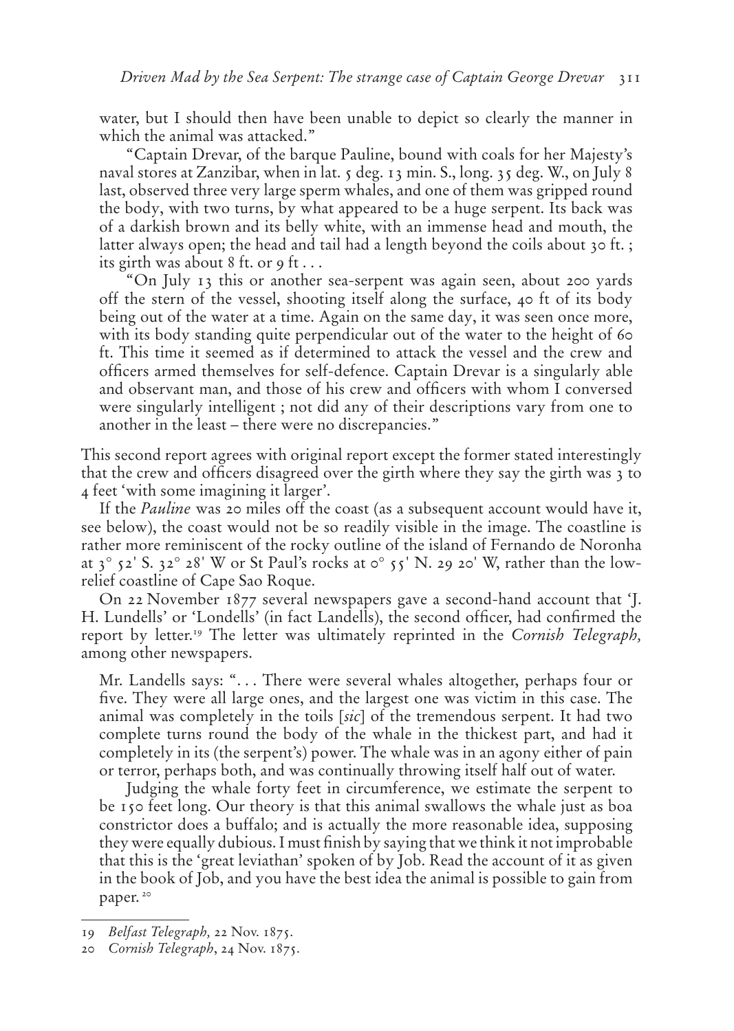water, but I should then have been unable to depict so clearly the manner in which the animal was attacked."

"Captain Drevar, of the barque Pauline, bound with coals for her Majesty's naval stores at Zanzibar, when in lat. 5 deg. 13 min. S., long. 35 deg. W., on July 8 last, observed three very large sperm whales, and one of them was gripped round the body, with two turns, by what appeared to be a huge serpent. Its back was of a darkish brown and its belly white, with an immense head and mouth, the latter always open; the head and tail had a length beyond the coils about 30 ft. ; its girth was about 8 ft. or 9 ft . . .

"On July 13 this or another sea-serpent was again seen, about 200 yards off the stern of the vessel, shooting itself along the surface, 40 ft of its body being out of the water at a time. Again on the same day, it was seen once more, with its body standing quite perpendicular out of the water to the height of 60 ft. This time it seemed as if determined to attack the vessel and the crew and officers armed themselves for self-defence. Captain Drevar is a singularly able and observant man, and those of his crew and officers with whom I conversed were singularly intelligent ; not did any of their descriptions vary from one to another in the least – there were no discrepancies."

This second report agrees with original report except the former stated interestingly that the crew and officers disagreed over the girth where they say the girth was 3 to 4 feet 'with some imagining it larger'.

If the *Pauline* was 20 miles off the coast (as a subsequent account would have it, see below), the coast would not be so readily visible in the image. The coastline is rather more reminiscent of the rocky outline of the island of Fernando de Noronha at 3° 52' S. 32° 28' W or St Paul's rocks at 0° 55' N. 29 20' W, rather than the low-relief coastline of Cape Sao Roque.

On 22 November 1877 several newspapers gave a second-hand account that 'J. H. Lundells' or 'Londells' (in fact Landells), the second officer, had confirmed the report by letter.[19] The letter was ultimately reprinted in the *Cornish Telegraph,* among other newspapers.

Mr. Landells says: ". . . There were several whales altogether, perhaps four or five. They were all large ones, and the largest one was victim in this case. The animal was completely in the toils [*sic*] of the tremendous serpent. It had two complete turns round the body of the whale in the thickest part, and had it completely in its (the serpent's) power. The whale was in an agony either of pain or terror, perhaps both, and was continually throwing itself half out of water.

Judging the whale forty feet in circumference, we estimate the serpent to be 150 feet long. Our theory is that this animal swallows the whale just as boa constrictor does a buffalo; and is actually the more reasonable idea, supposing they were equally dubious. I must finish by saying that we think it not improbable that this is the 'great leviathan' spoken of by Job. Read the account of it as given in the book of Job, and you have the best idea the animal is possible to gain from paper. [20]

---

19 *Belfast Telegraph,* 22 Nov. 1875.

20 *Cornish Telegraph*, 24 Nov. 1875.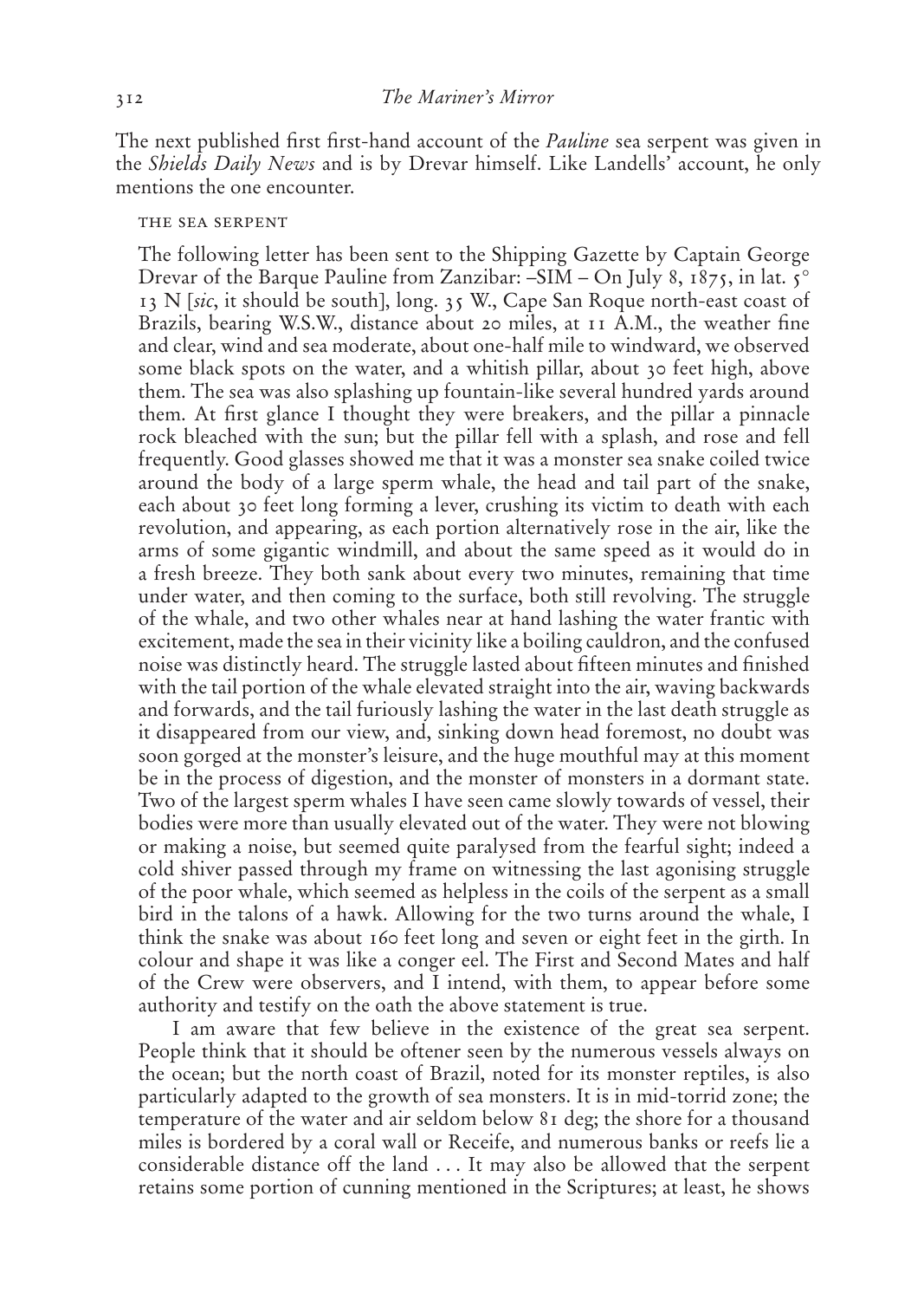The next published first first-hand account of the *Pauline* sea serpent was given in the *Shields Daily News* and is by Drevar himself. Like Landells' account, he only mentions the one encounter.

> THE SEA SERPENT
>
> The following letter has been sent to the Shipping Gazette by Captain George Drevar of the Barque Pauline from Zanzibar: –SIM – On July 8, 1875, in lat. 5° 13 N [*sic*, it should be south], long. 35 W., Cape San Roque north-east coast of Brazils, bearing W.S.W., distance about 20 miles, at 11 A.M., the weather fine and clear, wind and sea moderate, about one-half mile to windward, we observed some black spots on the water, and a whitish pillar, about 30 feet high, above them. The sea was also splashing up fountain-like several hundred yards around them. At first glance I thought they were breakers, and the pillar a pinnacle rock bleached with the sun; but the pillar fell with a splash, and rose and fell frequently. Good glasses showed me that it was a monster sea snake coiled twice around the body of a large sperm whale, the head and tail part of the snake, each about 30 feet long forming a lever, crushing its victim to death with each revolution, and appearing, as each portion alternatively rose in the air, like the arms of some gigantic windmill, and about the same speed as it would do in a fresh breeze. They both sank about every two minutes, remaining that time under water, and then coming to the surface, both still revolving. The struggle of the whale, and two other whales near at hand lashing the water frantic with excitement, made the sea in their vicinity like a boiling cauldron, and the confused noise was distinctly heard. The struggle lasted about fifteen minutes and finished with the tail portion of the whale elevated straight into the air, waving backwards and forwards, and the tail furiously lashing the water in the last death struggle as it disappeared from our view, and, sinking down head foremost, no doubt was soon gorged at the monster's leisure, and the huge mouthful may at this moment be in the process of digestion, and the monster of monsters in a dormant state. Two of the largest sperm whales I have seen came slowly towards of vessel, their bodies were more than usually elevated out of the water. They were not blowing or making a noise, but seemed quite paralysed from the fearful sight; indeed a cold shiver passed through my frame on witnessing the last agonising struggle of the poor whale, which seemed as helpless in the coils of the serpent as a small bird in the talons of a hawk. Allowing for the two turns around the whale, I think the snake was about 160 feet long and seven or eight feet in the girth. In colour and shape it was like a conger eel. The First and Second Mates and half of the Crew were observers, and I intend, with them, to appear before some authority and testify on the oath the above statement is true.
>
> I am aware that few believe in the existence of the great sea serpent. People think that it should be oftener seen by the numerous vessels always on the ocean; but the north coast of Brazil, noted for its monster reptiles, is also particularly adapted to the growth of sea monsters. It is in mid-torrid zone; the temperature of the water and air seldom below 81 deg; the shore for a thousand miles is bordered by a coral wall or Receife, and numerous banks or reefs lie a considerable distance off the land . . . It may also be allowed that the serpent retains some portion of cunning mentioned in the Scriptures; at least, he shows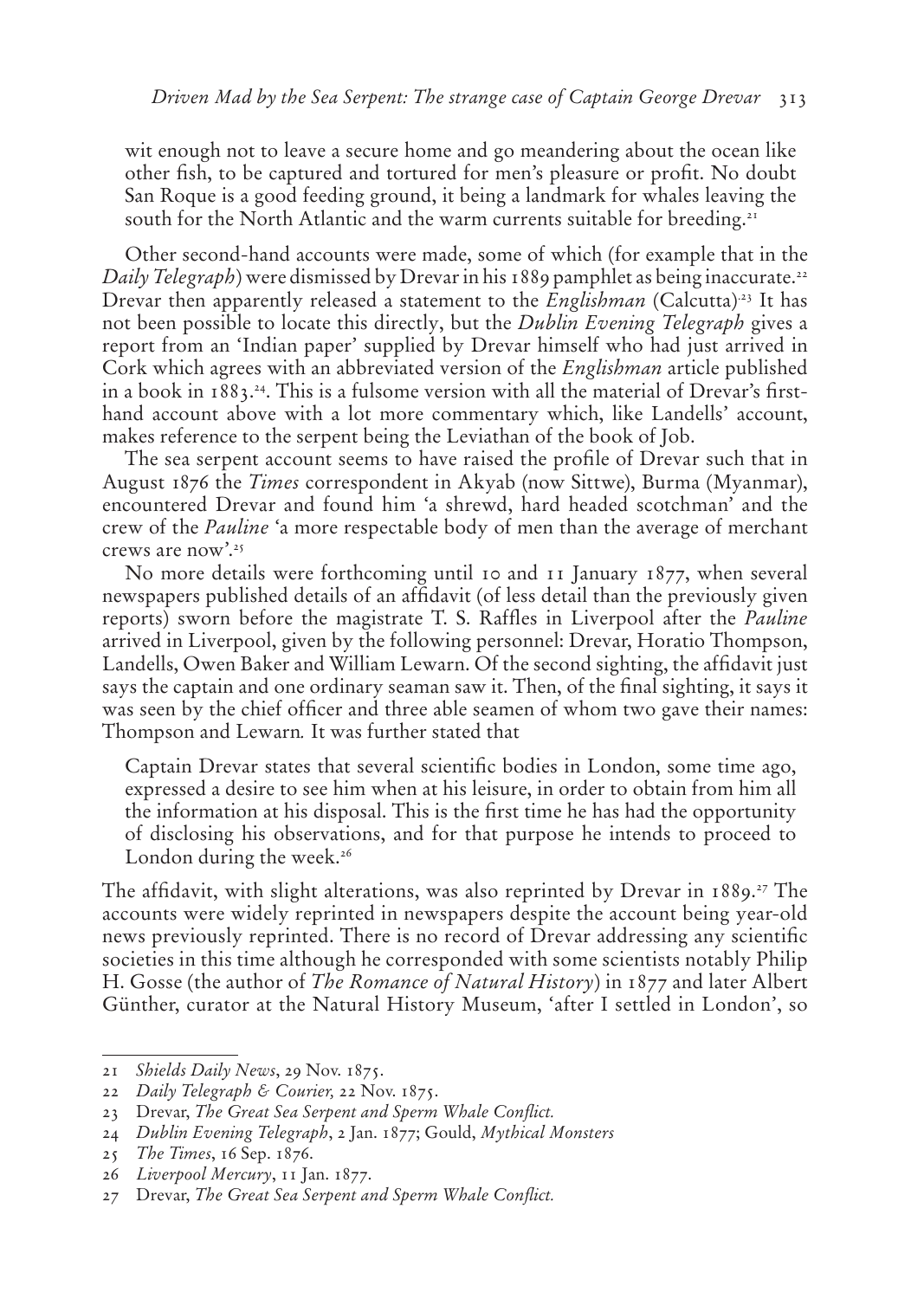wit enough not to leave a secure home and go meandering about the ocean like other fish, to be captured and tortured for men's pleasure or profit. No doubt San Roque is a good feeding ground, it being a landmark for whales leaving the south for the North Atlantic and the warm currents suitable for breeding.[21]

Other second-hand accounts were made, some of which (for example that in the *Daily Telegraph*) were dismissed by Drevar in his 1889 pamphlet as being inaccurate.[22] Drevar then apparently released a statement to the *Englishman* (Calcutta)[23] It has not been possible to locate this directly, but the *Dublin Evening Telegraph* gives a report from an 'Indian paper' supplied by Drevar himself who had just arrived in Cork which agrees with an abbreviated version of the *Englishman* article published in a book in 1883.[24]. This is a fulsome version with all the material of Drevar's first-hand account above with a lot more commentary which, like Landells' account, makes reference to the serpent being the Leviathan of the book of Job.

The sea serpent account seems to have raised the profile of Drevar such that in August 1876 the *Times* correspondent in Akyab (now Sittwe), Burma (Myanmar), encountered Drevar and found him 'a shrewd, hard headed scotchman' and the crew of the *Pauline* 'a more respectable body of men than the average of merchant crews are now'.[25]

No more details were forthcoming until 10 and 11 January 1877, when several newspapers published details of an affidavit (of less detail than the previously given reports) sworn before the magistrate T. S. Raffles in Liverpool after the *Pauline* arrived in Liverpool, given by the following personnel: Drevar, Horatio Thompson, Landells, Owen Baker and William Lewarn. Of the second sighting, the affidavit just says the captain and one ordinary seaman saw it. Then, of the final sighting, it says it was seen by the chief officer and three able seamen of whom two gave their names: Thompson and Lewarn. It was further stated that

> Captain Drevar states that several scientific bodies in London, some time ago, expressed a desire to see him when at his leisure, in order to obtain from him all the information at his disposal. This is the first time he has had the opportunity of disclosing his observations, and for that purpose he intends to proceed to London during the week.[26]

The affidavit, with slight alterations, was also reprinted by Drevar in 1889.[27] The accounts were widely reprinted in newspapers despite the account being year-old news previously reprinted. There is no record of Drevar addressing any scientific societies in this time although he corresponded with some scientists notably Philip H. Gosse (the author of *The Romance of Natural History*) in 1877 and later Albert Günther, curator at the Natural History Museum, 'after I settled in London', so

21 *Shields Daily News*, 29 Nov. 1875.

22 *Daily Telegraph & Courier,* 22 Nov. 1875.

23 Drevar, *The Great Sea Serpent and Sperm Whale Conflict.*

24 *Dublin Evening Telegraph*, 2 Jan. 1877; Gould, *Mythical Monsters*

25 *The Times*, 16 Sep. 1876.

26 *Liverpool Mercury*, 11 Jan. 1877.

27 Drevar, *The Great Sea Serpent and Sperm Whale Conflict.*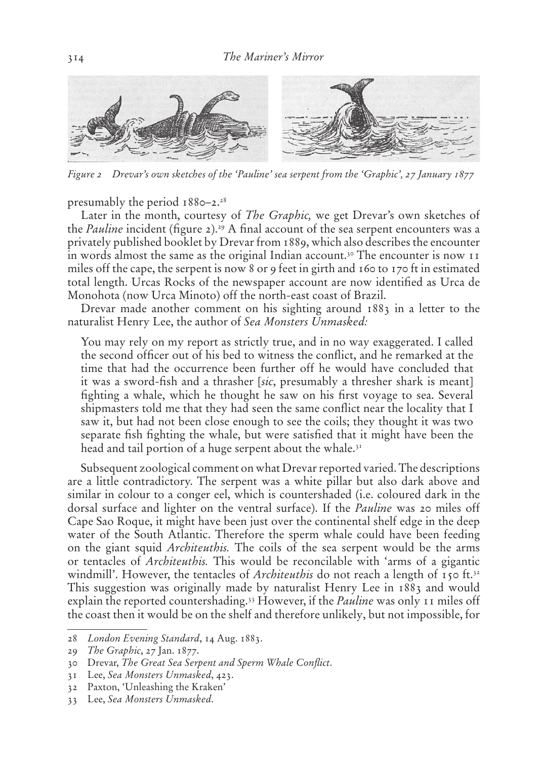*Figure 2 Drevar's own sketches of the 'Pauline' sea serpent from the 'Graphic', 27 January 1877*

presumably the period 1880–2.[28]

Later in the month, courtesy of *The Graphic,* we get Drevar's own sketches of the *Pauline* incident (figure 2).[29] A final account of the sea serpent encounters was a privately published booklet by Drevar from 1889, which also describes the encounter in words almost the same as the original Indian account.[30] The encounter is now 11 miles off the cape, the serpent is now 8 or 9 feet in girth and 160 to 170 ft in estimated total length. Urcas Rocks of the newspaper account are now identified as Urca de Monohota (now Urca Minoto) off the north-east coast of Brazil.

Drevar made another comment on his sighting around 1883 in a letter to the naturalist Henry Lee, the author of *Sea Monsters Unmasked:*

> You may rely on my report as strictly true, and in no way exaggerated. I called the second officer out of his bed to witness the conflict, and he remarked at the time that had the occurrence been further off he would have concluded that it was a sword-fish and a thrasher [*sic*, presumably a thresher shark is meant] fighting a whale, which he thought he saw on his first voyage to sea. Several shipmasters told me that they had seen the same conflict near the locality that I saw it, but had not been close enough to see the coils; they thought it was two separate fish fighting the whale, but were satisfied that it might have been the head and tail portion of a huge serpent about the whale.[31]

Subsequent zoological comment on what Drevar reported varied. The descriptions are a little contradictory. The serpent was a white pillar but also dark above and similar in colour to a conger eel, which is countershaded (i.e. coloured dark in the dorsal surface and lighter on the ventral surface). If the *Pauline* was 20 miles off Cape Sao Roque, it might have been just over the continental shelf edge in the deep water of the South Atlantic. Therefore the sperm whale could have been feeding on the giant squid *Architeuthis.* The coils of the sea serpent would be the arms or tentacles of *Architeuthis.* This would be reconcilable with 'arms of a gigantic windmill'. However, the tentacles of *Architeuthis* do not reach a length of 150 ft.[32] This suggestion was originally made by naturalist Henry Lee in 1883 and would explain the reported countershading.[33] However, if the *Pauline* was only 11 miles off the coast then it would be on the shelf and therefore unlikely, but not impossible, for

---

28 *London Evening Standard*, 14 Aug. 1883.

29 *The Graphic*, 27 Jan. 1877.

30 Drevar, *The Great Sea Serpent and Sperm Whale Conflict*.

31 Lee, *Sea Monsters Unmasked*, 423.

32 Paxton, 'Unleashing the Kraken'

33 Lee, *Sea Monsters Unmasked*.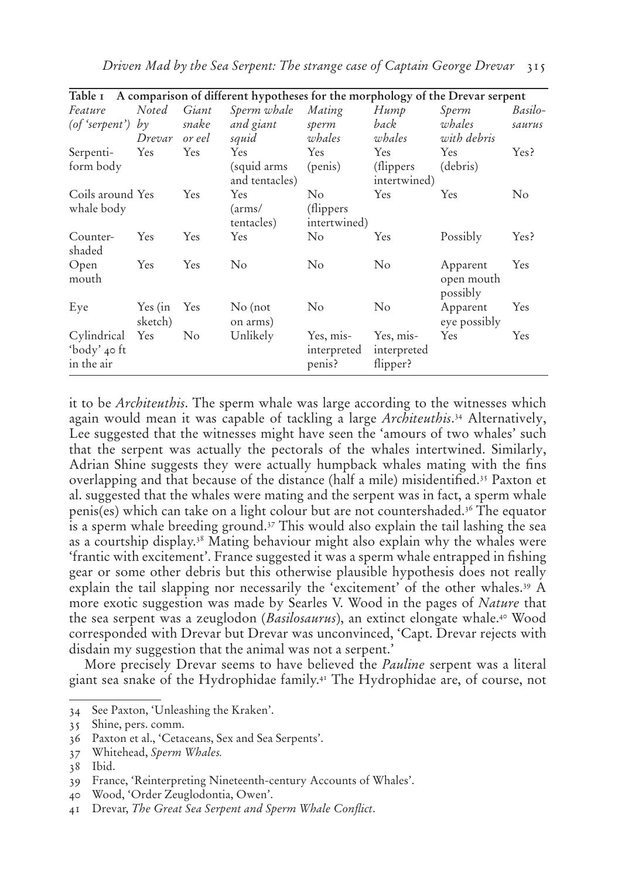Table 1 A comparison of different hypotheses for the morphology of the Drevar serpent

| *Feature (of 'serpent')* | *Noted by Drevar* | *Giant snake or eel* | *Sperm whale and giant squid* | *Mating sperm whales* | *Hump back whales* | *Sperm whales with debris* | *Basilo-saurus* |
|---|---|---|---|---|---|---|---|
| Serpenti-form body | Yes | Yes | Yes (squid arms and tentacles) | Yes (penis) | Yes (flippers intertwined) | Yes (debris) | Yes? |
| Coils around whale body | Yes | Yes | Yes (arms/ tentacles) | No (flippers intertwined) | Yes | Yes | No |
| Counter-shaded | Yes | Yes | Yes | No | Yes | Possibly | Yes? |
| Open mouth | Yes | Yes | No | No | No | Apparent open mouth possibly | Yes |
| Eye | Yes (in sketch) | Yes | No (not on arms) | No | No | Apparent eye possibly | Yes |
| Cylindrical 'body' 40 ft in the air | Yes | No | Unlikely | Yes, mis-interpreted penis? | Yes, mis-interpreted flipper? | Yes | Yes |

it to be *Architeuthis*. The sperm whale was large according to the witnesses which again would mean it was capable of tackling a large *Architeuthis*.[34] Alternatively, Lee suggested that the witnesses might have seen the 'amours of two whales' such that the serpent was actually the pectorals of the whales intertwined. Similarly, Adrian Shine suggests they were actually humpback whales mating with the fins overlapping and that because of the distance (half a mile) misidentified.[35] Paxton et al. suggested that the whales were mating and the serpent was in fact, a sperm whale penis(es) which can take on a light colour but are not countershaded.[36] The equator is a sperm whale breeding ground.[37] This would also explain the tail lashing the sea as a courtship display.[38] Mating behaviour might also explain why the whales were 'frantic with excitement'. France suggested it was a sperm whale entrapped in fishing gear or some other debris but this otherwise plausible hypothesis does not really explain the tail slapping nor necessarily the 'excitement' of the other whales.[39] A more exotic suggestion was made by Searles V. Wood in the pages of *Nature* that the sea serpent was a zeuglodon (*Basilosaurus*), an extinct elongate whale.[40] Wood corresponded with Drevar but Drevar was unconvinced, 'Capt. Drevar rejects with disdain my suggestion that the animal was not a serpent.'

More precisely Drevar seems to have believed the *Pauline* serpent was a literal giant sea snake of the Hydrophidae family.[41] The Hydrophidae are, of course, not

---

34 See Paxton, 'Unleashing the Kraken'.

35 Shine, pers. comm.

36 Paxton et al., 'Cetaceans, Sex and Sea Serpents'.

37 Whitehead, *Sperm Whales.*

38 Ibid.

39 France, 'Reinterpreting Nineteenth-century Accounts of Whales'.

40 Wood, 'Order Zeuglodontia, Owen'.

41 Drevar, *The Great Sea Serpent and Sperm Whale Conflict*.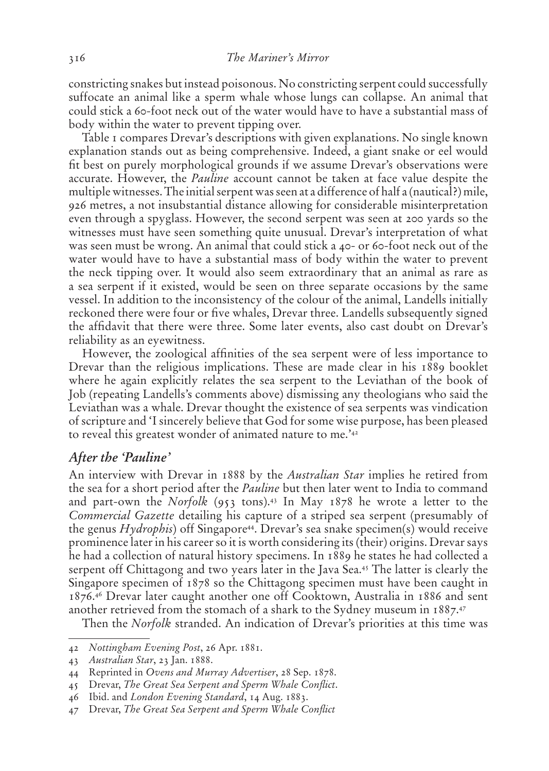constricting snakes but instead poisonous. No constricting serpent could successfully suffocate an animal like a sperm whale whose lungs can collapse. An animal that could stick a 60-foot neck out of the water would have to have a substantial mass of body within the water to prevent tipping over.

Table 1 compares Drevar's descriptions with given explanations. No single known explanation stands out as being comprehensive. Indeed, a giant snake or eel would fit best on purely morphological grounds if we assume Drevar's observations were accurate. However, the *Pauline* account cannot be taken at face value despite the multiple witnesses. The initial serpent was seen at a difference of half a (nautical?) mile, 926 metres, a not insubstantial distance allowing for considerable misinterpretation even through a spyglass. However, the second serpent was seen at 200 yards so the witnesses must have seen something quite unusual. Drevar's interpretation of what was seen must be wrong. An animal that could stick a 40- or 60-foot neck out of the water would have to have a substantial mass of body within the water to prevent the neck tipping over. It would also seem extraordinary that an animal as rare as a sea serpent if it existed, would be seen on three separate occasions by the same vessel. In addition to the inconsistency of the colour of the animal, Landells initially reckoned there were four or five whales, Drevar three. Landells subsequently signed the affidavit that there were three. Some later events, also cast doubt on Drevar's reliability as an eyewitness.

However, the zoological affinities of the sea serpent were of less importance to Drevar than the religious implications. These are made clear in his 1889 booklet where he again explicitly relates the sea serpent to the Leviathan of the book of Job (repeating Landells's comments above) dismissing any theologians who said the Leviathan was a whale. Drevar thought the existence of sea serpents was vindication of scripture and 'I sincerely believe that God for some wise purpose, has been pleased to reveal this greatest wonder of animated nature to me.'[42]

## *After the 'Pauline'*

An interview with Drevar in 1888 by the *Australian Star* implies he retired from the sea for a short period after the *Pauline* but then later went to India to command and part-own the *Norfolk* (953 tons).[43] In May 1878 he wrote a letter to the *Commercial Gazette* detailing his capture of a striped sea serpent (presumably of the genus *Hydrophis*) off Singapore[44]. Drevar's sea snake specimen(s) would receive prominence later in his career so it is worth considering its (their) origins. Drevar says he had a collection of natural history specimens. In 1889 he states he had collected a serpent off Chittagong and two years later in the Java Sea.[45] The latter is clearly the Singapore specimen of 1878 so the Chittagong specimen must have been caught in 1876.[46] Drevar later caught another one off Cooktown, Australia in 1886 and sent another retrieved from the stomach of a shark to the Sydney museum in 1887.[47]

Then the *Norfolk* stranded. An indication of Drevar's priorities at this time was

---

42 *Nottingham Evening Post*, 26 Apr. 1881.

43 *Australian Star*, 23 Jan. 1888.

44 Reprinted in *Ovens and Murray Advertiser*, 28 Sep. 1878.

45 Drevar, *The Great Sea Serpent and Sperm Whale Conflict*.

46 Ibid. and *London Evening Standard*, 14 Aug. 1883.

47 Drevar, *The Great Sea Serpent and Sperm Whale Conflict*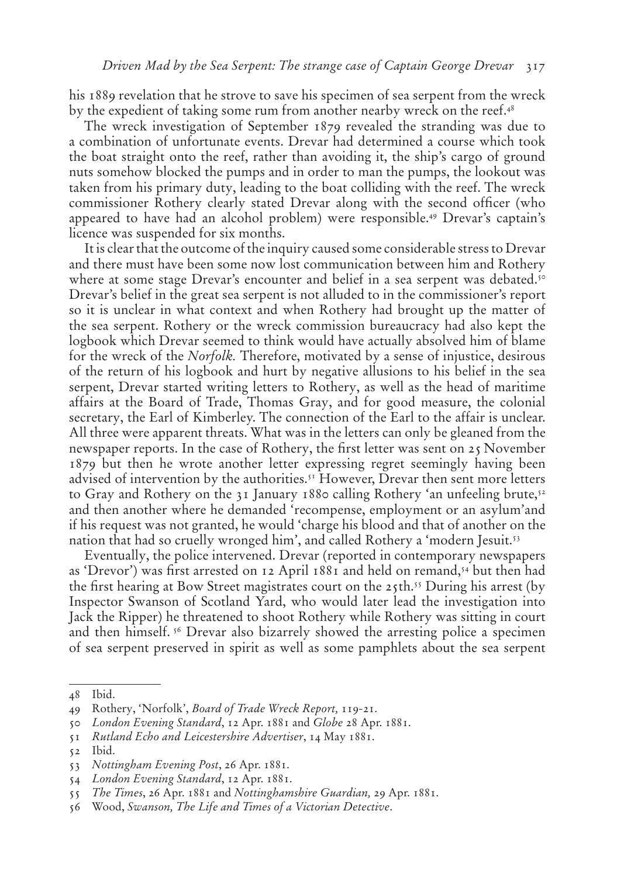his 1889 revelation that he strove to save his specimen of sea serpent from the wreck by the expedient of taking some rum from another nearby wreck on the reef.[48]

The wreck investigation of September 1879 revealed the stranding was due to a combination of unfortunate events. Drevar had determined a course which took the boat straight onto the reef, rather than avoiding it, the ship's cargo of ground nuts somehow blocked the pumps and in order to man the pumps, the lookout was taken from his primary duty, leading to the boat colliding with the reef. The wreck commissioner Rothery clearly stated Drevar along with the second officer (who appeared to have had an alcohol problem) were responsible.[49] Drevar's captain's licence was suspended for six months.

It is clear that the outcome of the inquiry caused some considerable stress to Drevar and there must have been some now lost communication between him and Rothery where at some stage Drevar's encounter and belief in a sea serpent was debated.[50] Drevar's belief in the great sea serpent is not alluded to in the commissioner's report so it is unclear in what context and when Rothery had brought up the matter of the sea serpent. Rothery or the wreck commission bureaucracy had also kept the logbook which Drevar seemed to think would have actually absolved him of blame for the wreck of the *Norfolk.* Therefore, motivated by a sense of injustice, desirous of the return of his logbook and hurt by negative allusions to his belief in the sea serpent, Drevar started writing letters to Rothery, as well as the head of maritime affairs at the Board of Trade, Thomas Gray, and for good measure, the colonial secretary, the Earl of Kimberley. The connection of the Earl to the affair is unclear. All three were apparent threats. What was in the letters can only be gleaned from the newspaper reports. In the case of Rothery, the first letter was sent on 25 November 1879 but then he wrote another letter expressing regret seemingly having been advised of intervention by the authorities.[51] However, Drevar then sent more letters to Gray and Rothery on the 31 January 1880 calling Rothery 'an unfeeling brute,[52] and then another where he demanded 'recompense, employment or an asylum'and if his request was not granted, he would 'charge his blood and that of another on the nation that had so cruelly wronged him', and called Rothery a 'modern Jesuit.[53]

Eventually, the police intervened. Drevar (reported in contemporary newspapers as 'Drevor') was first arrested on 12 April 1881 and held on remand,[54] but then had the first hearing at Bow Street magistrates court on the 25th.[55] During his arrest (by Inspector Swanson of Scotland Yard, who would later lead the investigation into Jack the Ripper) he threatened to shoot Rothery while Rothery was sitting in court and then himself. [56] Drevar also bizarrely showed the arresting police a specimen of sea serpent preserved in spirit as well as some pamphlets about the sea serpent

---

48 Ibid.

49 Rothery, 'Norfolk', *Board of Trade Wreck Report,* 119-21.

50 *London Evening Standard*, 12 Apr. 1881 and *Globe* 28 Apr. 1881.

51 *Rutland Echo and Leicestershire Advertiser*, 14 May 1881.

52 Ibid.

53 *Nottingham Evening Post*, 26 Apr. 1881.

54 *London Evening Standard*, 12 Apr. 1881.

55 *The Times*, 26 Apr. 1881 and *Nottinghamshire Guardian,* 29 Apr. 1881.

56 Wood, *Swanson, The Life and Times of a Victorian Detective*.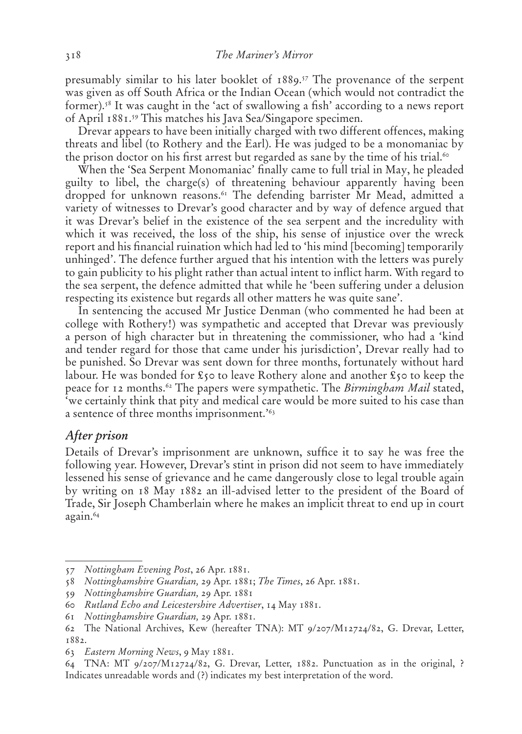presumably similar to his later booklet of 1889.[57] The provenance of the serpent was given as off South Africa or the Indian Ocean (which would not contradict the former).[58] It was caught in the 'act of swallowing a fish' according to a news report of April 1881.[59] This matches his Java Sea/Singapore specimen.

Drevar appears to have been initially charged with two different offences, making threats and libel (to Rothery and the Earl). He was judged to be a monomaniac by the prison doctor on his first arrest but regarded as sane by the time of his trial.[60]

When the 'Sea Serpent Monomaniac' finally came to full trial in May, he pleaded guilty to libel, the charge(s) of threatening behaviour apparently having been dropped for unknown reasons.[61] The defending barrister Mr Mead, admitted a variety of witnesses to Drevar's good character and by way of defence argued that it was Drevar's belief in the existence of the sea serpent and the incredulity with which it was received, the loss of the ship, his sense of injustice over the wreck report and his financial ruination which had led to 'his mind [becoming] temporarily unhinged'. The defence further argued that his intention with the letters was purely to gain publicity to his plight rather than actual intent to inflict harm. With regard to the sea serpent, the defence admitted that while he 'been suffering under a delusion respecting its existence but regards all other matters he was quite sane'.

In sentencing the accused Mr Justice Denman (who commented he had been at college with Rothery!) was sympathetic and accepted that Drevar was previously a person of high character but in threatening the commissioner, who had a 'kind and tender regard for those that came under his jurisdiction', Drevar really had to be punished. So Drevar was sent down for three months, fortunately without hard labour. He was bonded for £50 to leave Rothery alone and another £50 to keep the peace for 12 months.[62] The papers were sympathetic. The *Birmingham Mail* stated, 'we certainly think that pity and medical care would be more suited to his case than a sentence of three months imprisonment.'[63]

### *After prison*

Details of Drevar's imprisonment are unknown, suffice it to say he was free the following year. However, Drevar's stint in prison did not seem to have immediately lessened his sense of grievance and he came dangerously close to legal trouble again by writing on 18 May 1882 an ill-advised letter to the president of the Board of Trade, Sir Joseph Chamberlain where he makes an implicit threat to end up in court again.[64]

---

57 *Nottingham Evening Post*, 26 Apr. 1881.

58 *Nottinghamshire Guardian,* 29 Apr. 1881; *The Times*, 26 Apr. 1881.

59 *Nottinghamshire Guardian,* 29 Apr. 1881

60 *Rutland Echo and Leicestershire Advertiser*, 14 May 1881.

61 *Nottinghamshire Guardian,* 29 Apr. 1881.

62 The National Archives, Kew (hereafter TNA): MT 9/207/M12724/82, G. Drevar, Letter, 1882.

63 *Eastern Morning News*, 9 May 1881.

64 TNA: MT 9/207/M12724/82, G. Drevar, Letter, 1882. Punctuation as in the original, ? Indicates unreadable words and (?) indicates my best interpretation of the word.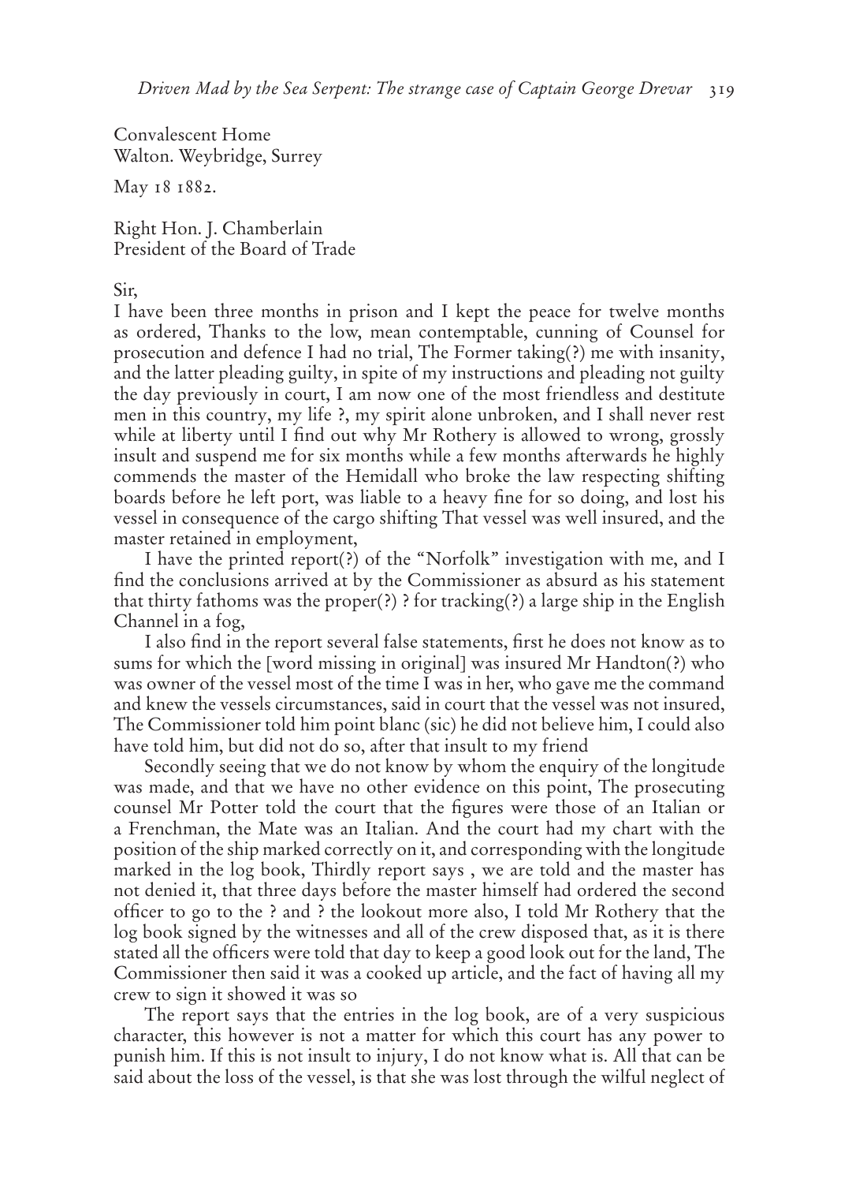Convalescent Home
Walton. Weybridge, Surrey

May 18 1882.

Right Hon. J. Chamberlain
President of the Board of Trade

Sir,

I have been three months in prison and I kept the peace for twelve months as ordered, Thanks to the low, mean contemptable, cunning of Counsel for prosecution and defence I had no trial, The Former taking(?) me with insanity, and the latter pleading guilty, in spite of my instructions and pleading not guilty the day previously in court, I am now one of the most friendless and destitute men in this country, my life ?, my spirit alone unbroken, and I shall never rest while at liberty until I find out why Mr Rothery is allowed to wrong, grossly insult and suspend me for six months while a few months afterwards he highly commends the master of the Hemidall who broke the law respecting shifting boards before he left port, was liable to a heavy fine for so doing, and lost his vessel in consequence of the cargo shifting That vessel was well insured, and the master retained in employment,

I have the printed report(?) of the "Norfolk" investigation with me, and I find the conclusions arrived at by the Commissioner as absurd as his statement that thirty fathoms was the proper(?) ? for tracking(?) a large ship in the English Channel in a fog,

I also find in the report several false statements, first he does not know as to sums for which the [word missing in original] was insured Mr Handton(?) who was owner of the vessel most of the time I was in her, who gave me the command and knew the vessels circumstances, said in court that the vessel was not insured, The Commissioner told him point blanc (sic) he did not believe him, I could also have told him, but did not do so, after that insult to my friend

Secondly seeing that we do not know by whom the enquiry of the longitude was made, and that we have no other evidence on this point, The prosecuting counsel Mr Potter told the court that the figures were those of an Italian or a Frenchman, the Mate was an Italian. And the court had my chart with the position of the ship marked correctly on it, and corresponding with the longitude marked in the log book, Thirdly report says , we are told and the master has not denied it, that three days before the master himself had ordered the second officer to go to the ? and ? the lookout more also, I told Mr Rothery that the log book signed by the witnesses and all of the crew disposed that, as it is there stated all the officers were told that day to keep a good look out for the land, The Commissioner then said it was a cooked up article, and the fact of having all my crew to sign it showed it was so

The report says that the entries in the log book, are of a very suspicious character, this however is not a matter for which this court has any power to punish him. If this is not insult to injury, I do not know what is. All that can be said about the loss of the vessel, is that she was lost through the wilful neglect of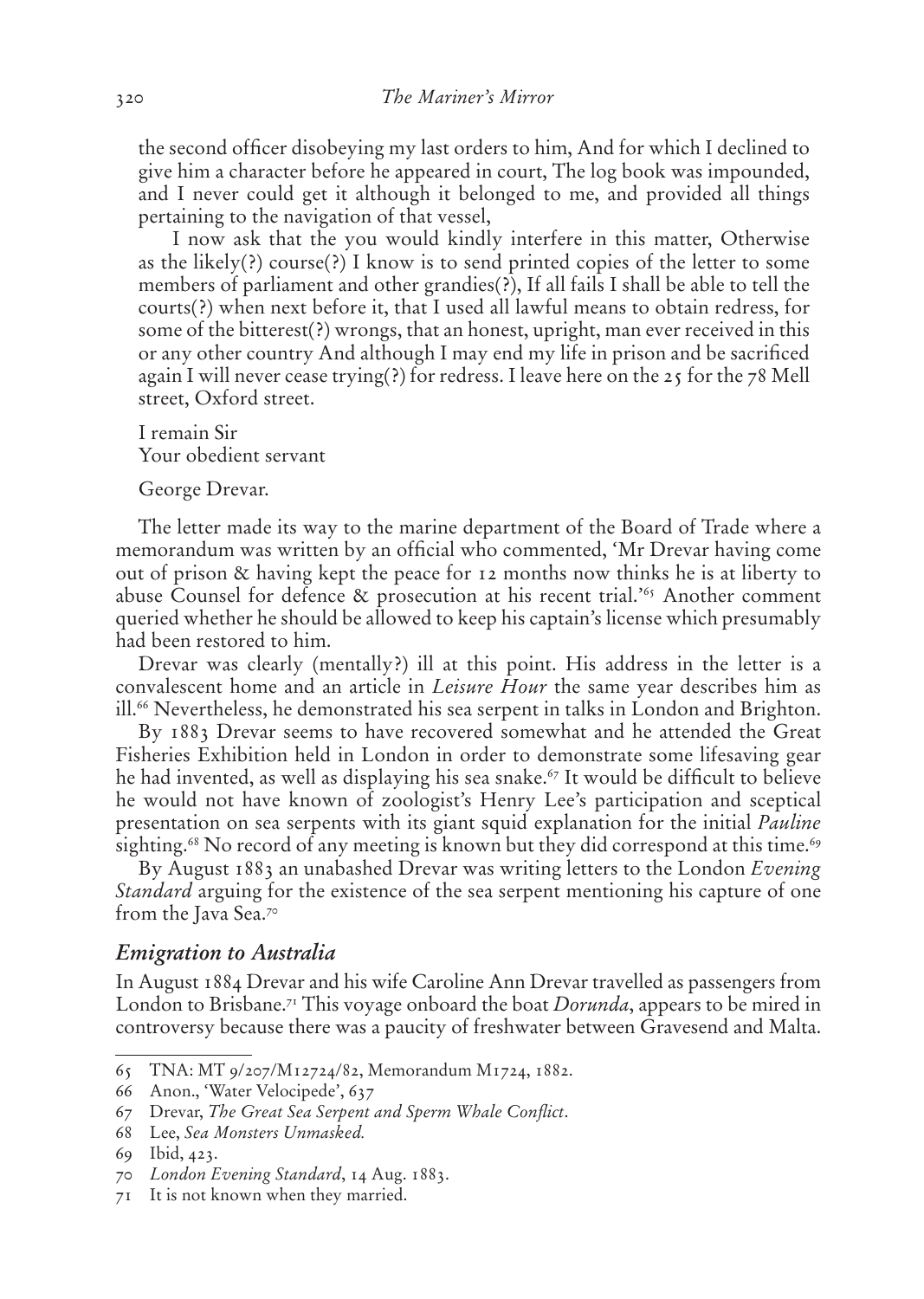the second officer disobeying my last orders to him, And for which I declined to give him a character before he appeared in court, The log book was impounded, and I never could get it although it belonged to me, and provided all things pertaining to the navigation of that vessel,

I now ask that the you would kindly interfere in this matter, Otherwise as the likely(?) course(?) I know is to send printed copies of the letter to some members of parliament and other grandies(?), If all fails I shall be able to tell the courts(?) when next before it, that I used all lawful means to obtain redress, for some of the bitterest(?) wrongs, that an honest, upright, man ever received in this or any other country And although I may end my life in prison and be sacrificed again I will never cease trying(?) for redress. I leave here on the 25 for the 78 Mell street, Oxford street.

I remain Sir
Your obedient servant

George Drevar.

The letter made its way to the marine department of the Board of Trade where a memorandum was written by an official who commented, 'Mr Drevar having come out of prison & having kept the peace for 12 months now thinks he is at liberty to abuse Counsel for defence & prosecution at his recent trial.'[65] Another comment queried whether he should be allowed to keep his captain's license which presumably had been restored to him.

Drevar was clearly (mentally?) ill at this point. His address in the letter is a convalescent home and an article in *Leisure Hour* the same year describes him as ill.[66] Nevertheless, he demonstrated his sea serpent in talks in London and Brighton.

By 1883 Drevar seems to have recovered somewhat and he attended the Great Fisheries Exhibition held in London in order to demonstrate some lifesaving gear he had invented, as well as displaying his sea snake.[67] It would be difficult to believe he would not have known of zoologist's Henry Lee's participation and sceptical presentation on sea serpents with its giant squid explanation for the initial *Pauline* sighting.[68] No record of any meeting is known but they did correspond at this time.[69]

By August 1883 an unabashed Drevar was writing letters to the London *Evening Standard* arguing for the existence of the sea serpent mentioning his capture of one from the Java Sea.[70]

## *Emigration to Australia*

In August 1884 Drevar and his wife Caroline Ann Drevar travelled as passengers from London to Brisbane.[71] This voyage onboard the boat *Dorunda*, appears to be mired in controversy because there was a paucity of freshwater between Gravesend and Malta.

---

65 TNA: MT 9/207/M12724/82, Memorandum M1724, 1882.

66 Anon., 'Water Velocipede', 637

67 Drevar, *The Great Sea Serpent and Sperm Whale Conflict*.

68 Lee, *Sea Monsters Unmasked.*

69 Ibid, 423.

70 *London Evening Standard*, 14 Aug. 1883.

71 It is not known when they married.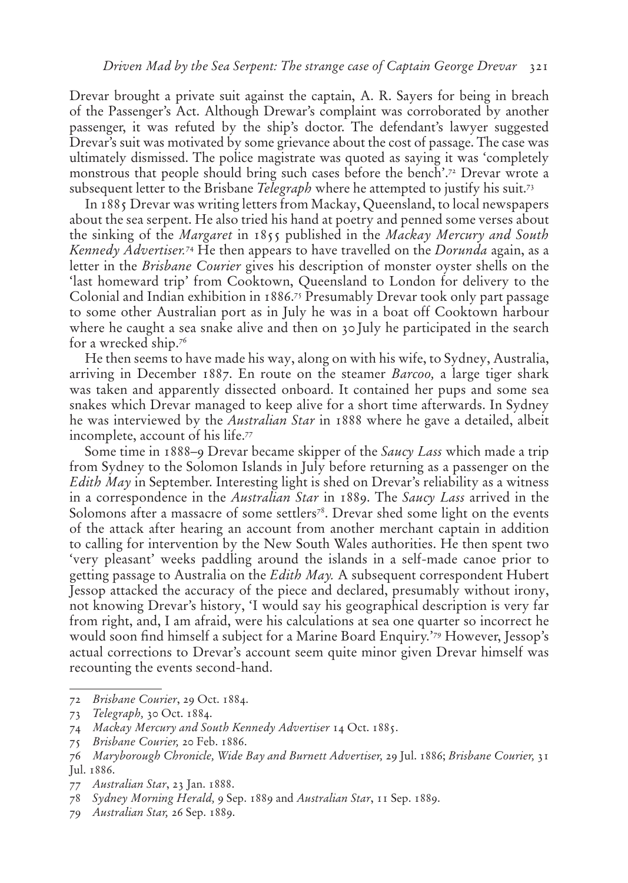Drevar brought a private suit against the captain, A. R. Sayers for being in breach of the Passenger's Act. Although Drewar's complaint was corroborated by another passenger, it was refuted by the ship's doctor. The defendant's lawyer suggested Drevar's suit was motivated by some grievance about the cost of passage. The case was ultimately dismissed. The police magistrate was quoted as saying it was 'completely monstrous that people should bring such cases before the bench'.[72] Drevar wrote a subsequent letter to the Brisbane *Telegraph* where he attempted to justify his suit.[73]

In 1885 Drevar was writing letters from Mackay, Queensland, to local newspapers about the sea serpent. He also tried his hand at poetry and penned some verses about the sinking of the *Margaret* in 1855 published in the *Mackay Mercury and South Kennedy Advertiser.*[74] He then appears to have travelled on the *Dorunda* again, as a letter in the *Brisbane Courier* gives his description of monster oyster shells on the 'last homeward trip' from Cooktown, Queensland to London for delivery to the Colonial and Indian exhibition in 1886.[75] Presumably Drevar took only part passage to some other Australian port as in July he was in a boat off Cooktown harbour where he caught a sea snake alive and then on 30 July he participated in the search for a wrecked ship.[76]

He then seems to have made his way, along on with his wife, to Sydney, Australia, arriving in December 1887. En route on the steamer *Barcoo,* a large tiger shark was taken and apparently dissected onboard. It contained her pups and some sea snakes which Drevar managed to keep alive for a short time afterwards. In Sydney he was interviewed by the *Australian Star* in 1888 where he gave a detailed, albeit incomplete, account of his life.[77]

Some time in 1888–9 Drevar became skipper of the *Saucy Lass* which made a trip from Sydney to the Solomon Islands in July before returning as a passenger on the *Edith May* in September. Interesting light is shed on Drevar's reliability as a witness in a correspondence in the *Australian Star* in 1889. The *Saucy Lass* arrived in the Solomons after a massacre of some settlers[78]. Drevar shed some light on the events of the attack after hearing an account from another merchant captain in addition to calling for intervention by the New South Wales authorities. He then spent two 'very pleasant' weeks paddling around the islands in a self-made canoe prior to getting passage to Australia on the *Edith May.* A subsequent correspondent Hubert Jessop attacked the accuracy of the piece and declared, presumably without irony, not knowing Drevar's history, 'I would say his geographical description is very far from right, and, I am afraid, were his calculations at sea one quarter so incorrect he would soon find himself a subject for a Marine Board Enquiry.'[79] However, Jessop's actual corrections to Drevar's account seem quite minor given Drevar himself was recounting the events second-hand.

---

72 *Brisbane Courier*, 29 Oct. 1884.

73 *Telegraph,* 30 Oct. 1884.

74 *Mackay Mercury and South Kennedy Advertiser* 14 Oct. 1885.

75 *Brisbane Courier,* 20 Feb. 1886.

76 *Maryborough Chronicle, Wide Bay and Burnett Advertiser,* 29 Jul. 1886; *Brisbane Courier,* 31 Jul. 1886.

77 *Australian Star*, 23 Jan. 1888.

78 *Sydney Morning Herald,* 9 Sep. 1889 and *Australian Star*, 11 Sep. 1889.

79 *Australian Star,* 26 Sep. 1889.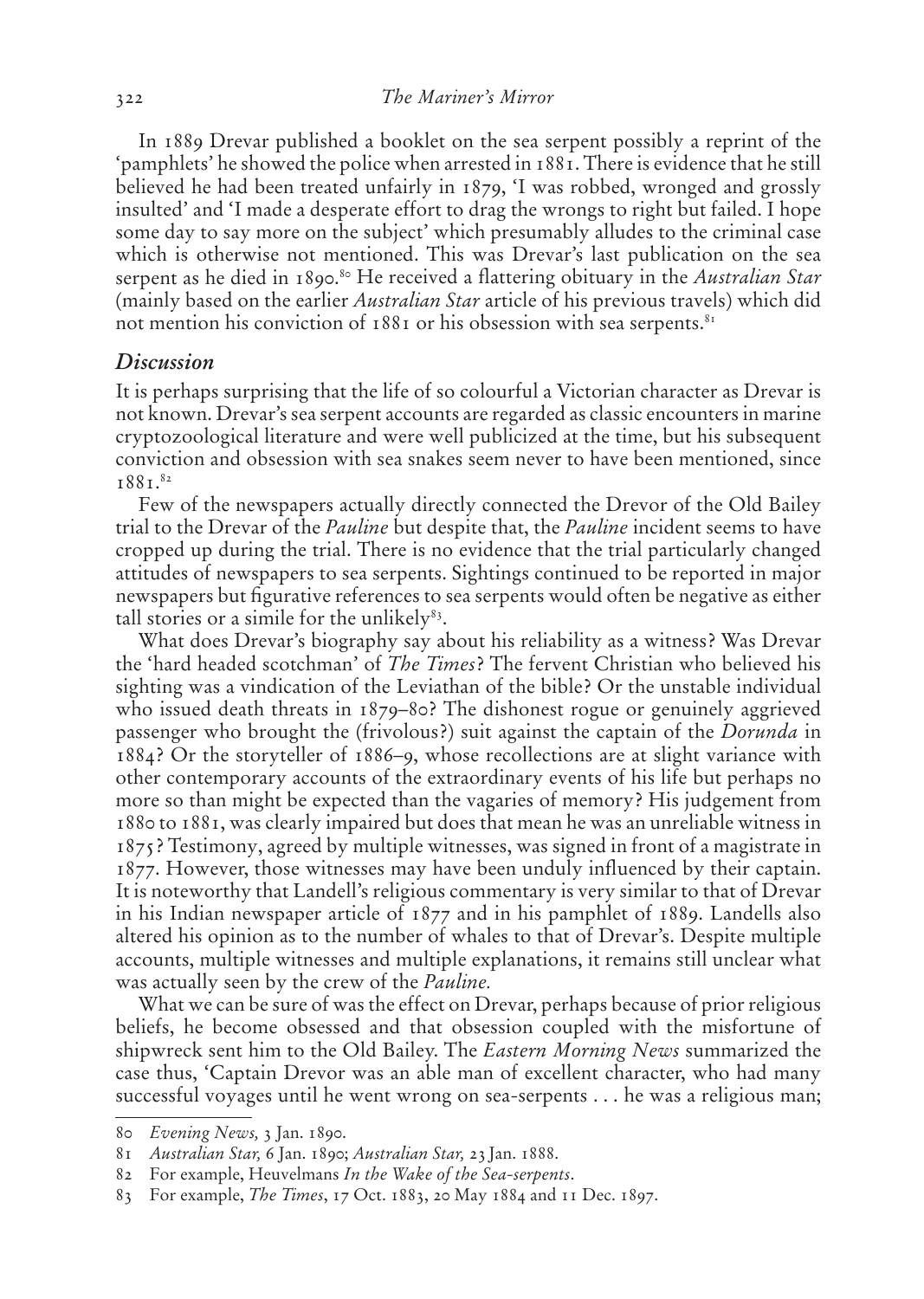In 1889 Drevar published a booklet on the sea serpent possibly a reprint of the 'pamphlets' he showed the police when arrested in 1881. There is evidence that he still believed he had been treated unfairly in 1879, 'I was robbed, wronged and grossly insulted' and 'I made a desperate effort to drag the wrongs to right but failed. I hope some day to say more on the subject' which presumably alludes to the criminal case which is otherwise not mentioned. This was Drevar's last publication on the sea serpent as he died in 1890.[80] He received a flattering obituary in the *Australian Star* (mainly based on the earlier *Australian Star* article of his previous travels) which did not mention his conviction of 1881 or his obsession with sea serpents.[81]

## *Discussion*

It is perhaps surprising that the life of so colourful a Victorian character as Drevar is not known. Drevar's sea serpent accounts are regarded as classic encounters in marine cryptozoological literature and were well publicized at the time, but his subsequent conviction and obsession with sea snakes seem never to have been mentioned, since 1881.[82]

Few of the newspapers actually directly connected the Drevor of the Old Bailey trial to the Drevar of the *Pauline* but despite that, the *Pauline* incident seems to have cropped up during the trial. There is no evidence that the trial particularly changed attitudes of newspapers to sea serpents. Sightings continued to be reported in major newspapers but figurative references to sea serpents would often be negative as either tall stories or a simile for the unlikely[83].

What does Drevar's biography say about his reliability as a witness? Was Drevar the 'hard headed scotchman' of *The Times*? The fervent Christian who believed his sighting was a vindication of the Leviathan of the bible? Or the unstable individual who issued death threats in 1879–80? The dishonest rogue or genuinely aggrieved passenger who brought the (frivolous?) suit against the captain of the *Dorunda* in 1884? Or the storyteller of 1886–9, whose recollections are at slight variance with other contemporary accounts of the extraordinary events of his life but perhaps no more so than might be expected than the vagaries of memory? His judgement from 1880 to 1881, was clearly impaired but does that mean he was an unreliable witness in 1875? Testimony, agreed by multiple witnesses, was signed in front of a magistrate in 1877. However, those witnesses may have been unduly influenced by their captain. It is noteworthy that Landell's religious commentary is very similar to that of Drevar in his Indian newspaper article of 1877 and in his pamphlet of 1889. Landells also altered his opinion as to the number of whales to that of Drevar's. Despite multiple accounts, multiple witnesses and multiple explanations, it remains still unclear what was actually seen by the crew of the *Pauline.*

What we can be sure of was the effect on Drevar, perhaps because of prior religious beliefs, he become obsessed and that obsession coupled with the misfortune of shipwreck sent him to the Old Bailey. The *Eastern Morning News* summarized the case thus, 'Captain Drevor was an able man of excellent character, who had many successful voyages until he went wrong on sea-serpents . . . he was a religious man;

---

80 *Evening News,* 3 Jan. 1890.

81 *Australian Star,* 6 Jan. 1890; *Australian Star,* 23 Jan. 1888.

82 For example, Heuvelmans *In the Wake of the Sea-serpents*.

83 For example, *The Times*, 17 Oct. 1883, 20 May 1884 and 11 Dec. 1897.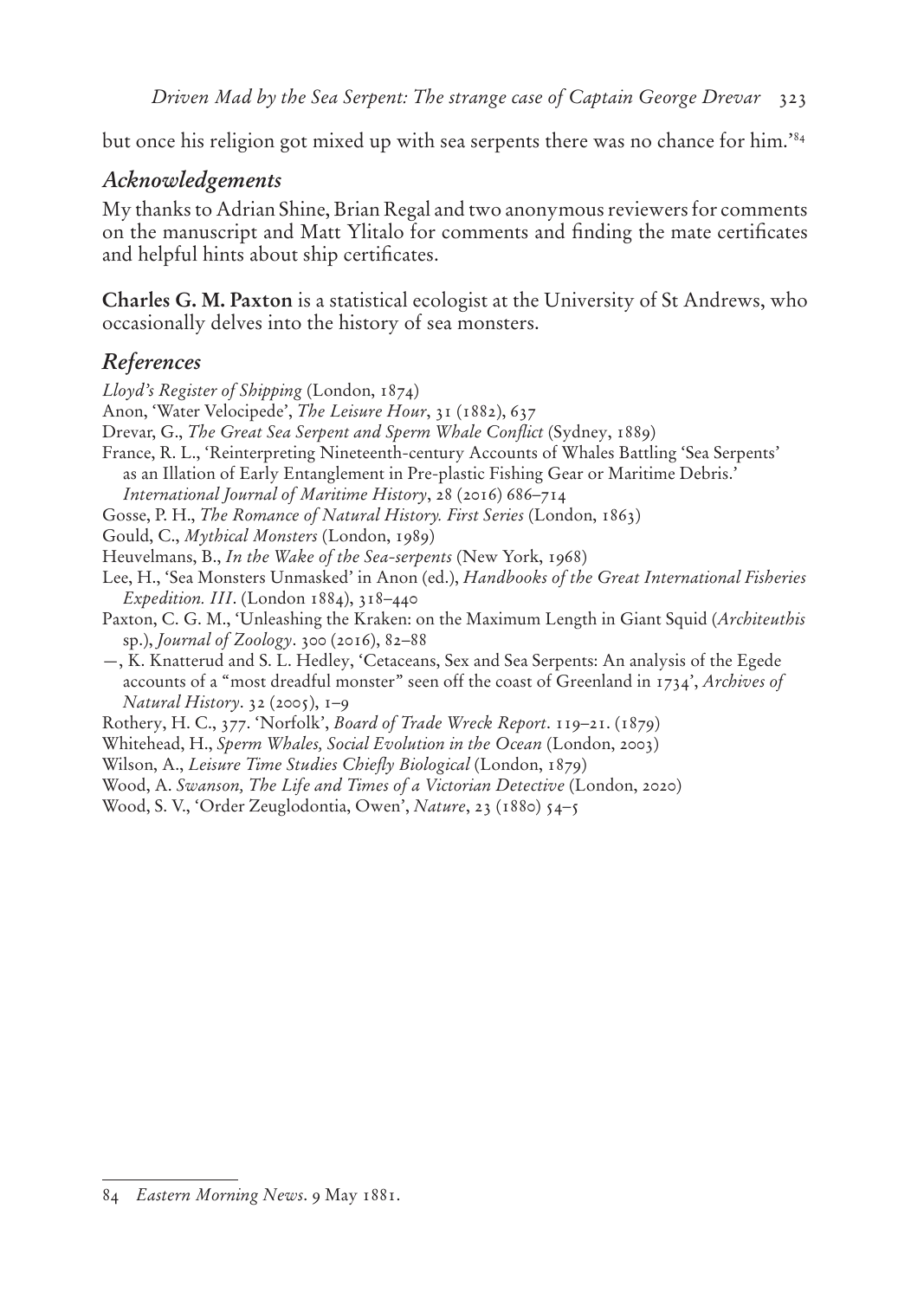but once his religion got mixed up with sea serpents there was no chance for him.'[84]

## *Acknowledgements*

My thanks to Adrian Shine, Brian Regal and two anonymous reviewers for comments on the manuscript and Matt Ylitalo for comments and finding the mate certificates and helpful hints about ship certificates.

**Charles G. M. Paxton** is a statistical ecologist at the University of St Andrews, who occasionally delves into the history of sea monsters.

## *References*

*Lloyd's Register of Shipping* (London, 1874)

Anon, 'Water Velocipede', *The Leisure Hour*, 31 (1882), 637

Drevar, G., *The Great Sea Serpent and Sperm Whale Conflict* (Sydney, 1889)

France, R. L., 'Reinterpreting Nineteenth-century Accounts of Whales Battling 'Sea Serpents' as an Illation of Early Entanglement in Pre-plastic Fishing Gear or Maritime Debris.' *International Journal of Maritime History*, 28 (2016) 686–714

Gosse, P. H., *The Romance of Natural History. First Series* (London, 1863)

Gould, C., *Mythical Monsters* (London, 1989)

Heuvelmans, B., *In the Wake of the Sea-serpents* (New York, 1968)

Lee, H., 'Sea Monsters Unmasked' in Anon (ed.), *Handbooks of the Great International Fisheries Expedition. III*. (London 1884), 318–440

Paxton, C. G. M., 'Unleashing the Kraken: on the Maximum Length in Giant Squid (*Architeuthis* sp.), *Journal of Zoology*. 300 (2016), 82–88

—, K. Knatterud and S. L. Hedley, 'Cetaceans, Sex and Sea Serpents: An analysis of the Egede accounts of a "most dreadful monster" seen off the coast of Greenland in 1734', *Archives of Natural History*. 32 (2005), 1–9

Rothery, H. C., 377. 'Norfolk', *Board of Trade Wreck Report*. 119–21. (1879)

Whitehead, H., *Sperm Whales, Social Evolution in the Ocean* (London, 2003)

Wilson, A., *Leisure Time Studies Chiefly Biological* (London, 1879)

Wood, A. *Swanson, The Life and Times of a Victorian Detective* (London, 2020)

Wood, S. V., 'Order Zeuglodontia, Owen', *Nature*, 23 (1880) 54–5

---

84 *Eastern Morning News*. 9 May 1881.